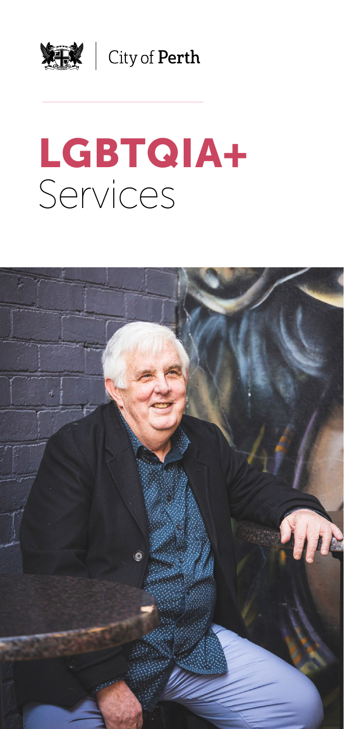City of Perth

# LGBTQIA+ Services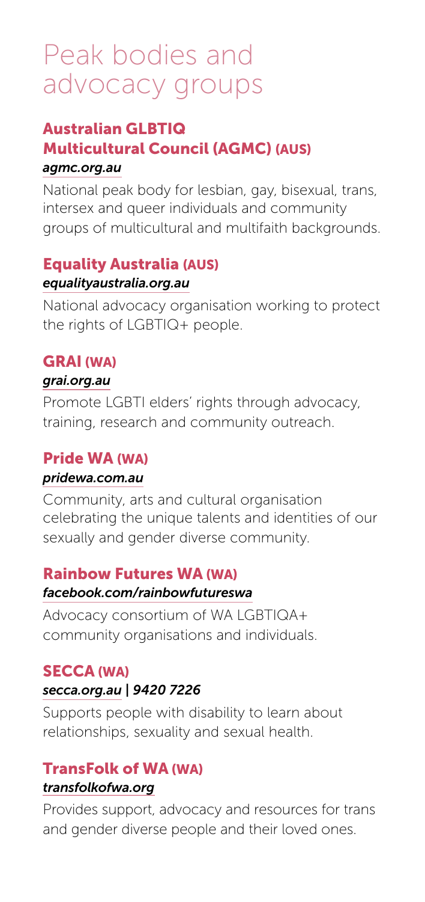# Peak bodies and advocacy groups

### Australian GLBTIQ Multicultural Council (AGMC) (AUS)

*agmc.org.au*

National peak body for lesbian, gay, bisexual, trans, intersex and queer individuals and community groups of multicultural and multifaith backgrounds.

### Equality Australia (AUS)

*equalityaustralia.org.au*

National advocacy organisation working to protect the rights of LGBTIQ+ people.

### GRAI (WA)

*grai.org.au*

Promote LGBTI elders' rights through advocacy, training, research and community outreach.

### Pride WA (WA)

*pridewa.com.au*

Community, arts and cultural organisation celebrating the unique talents and identities of our sexually and gender diverse community.

### Rainbow Futures WA (WA)

*facebook.com/rainbowfutureswa*

Advocacy consortium of WA LGBTIQA+ community organisations and individuals.

### SECCA (WA)

*secca.org.au | 9420 7226*

Supports people with disability to learn about relationships, sexuality and sexual health.

### TransFolk of WA (WA)

*transfolkofwa.org*

Provides support, advocacy and resources for trans and gender diverse people and their loved ones.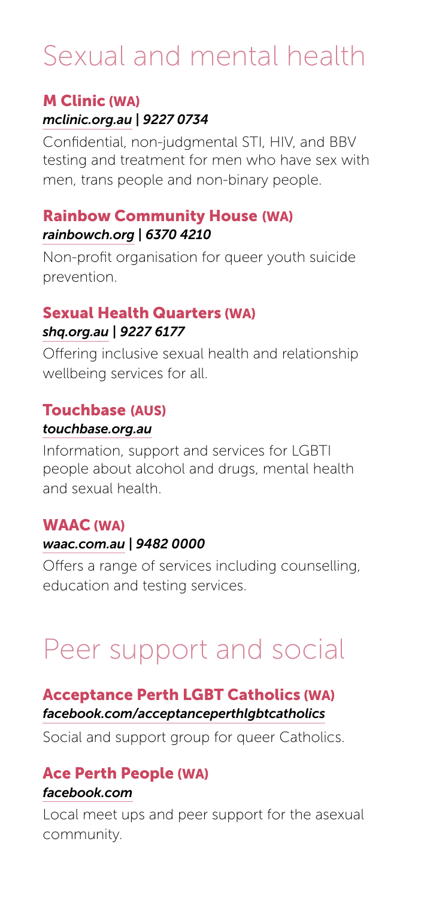# Sexual and mental health

### M Clinic (WA)

*mclinic.org.au | 9227 0734*

Confidential, non-judgmental STI, HIV, and BBV testing and treatment for men who have sex with men, trans people and non-binary people.

### Rainbow Community House (WA)

*rainbowch.org | 6370 4210*

Non-profit organisation for queer youth suicide prevention.

### Sexual Health Quarters (WA)

*shq.org.au | 9227 6177*

Offering inclusive sexual health and relationship wellbeing services for all.

### Touchbase (AUS)

*touchbase.org.au*

Information, support and services for LGBTI people about alcohol and drugs, mental health and sexual health.

### WAAC (WA)

*waac.com.au | 9482 0000*

Offers a range of services including counselling, education and testing services.

# Peer support and social

### Acceptance Perth LGBT Catholics (WA)

*facebook.com/acceptanceperthlgbtcatholics*

Social and support group for queer Catholics.

### Ace Perth People (WA)

*facebook.com*

Local meet ups and peer support for the asexual community.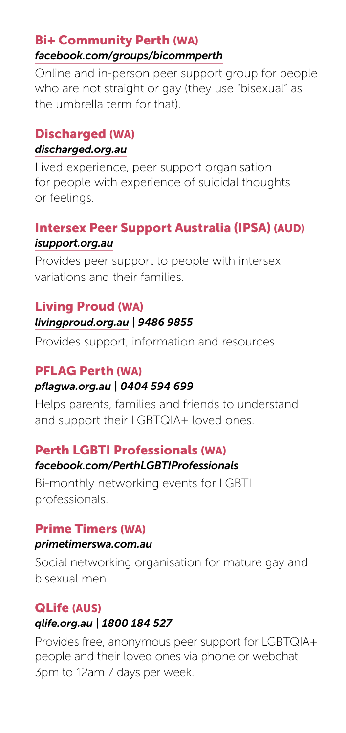## Bi+ Community Perth (WA)

*facebook.com/groups/bicommperth*

Online and in-person peer support group for people who are not straight or gay (they use "bisexual" as the umbrella term for that).

## Discharged (WA)

*discharged.org.au*

Lived experience, peer support organisation for people with experience of suicidal thoughts or feelings.

## Intersex Peer Support Australia (IPSA) (AUD)

*isupport.org.au*

Provides peer support to people with intersex variations and their families.

## Living Proud (WA)

*livingproud.org.au | 9486 9855*

Provides support, information and resources.

## PFLAG Perth (WA)

*pflagwa.org.au | 0404 594 699*

Helps parents, families and friends to understand and support their LGBTQIA+ loved ones.

## Perth LGBTI Professionals (WA)

*facebook.com/PerthLGBTIProfessionals*

Bi-monthly networking events for LGBTI professionals.

## Prime Timers (WA)

*primetimerswa.com.au*

Social networking organisation for mature gay and bisexual men.

## QLife (AUS)

*qlife.org.au | 1800 184 527*

Provides free, anonymous peer support for LGBTQIA+ people and their loved ones via phone or webchat 3pm to 12am 7 days per week.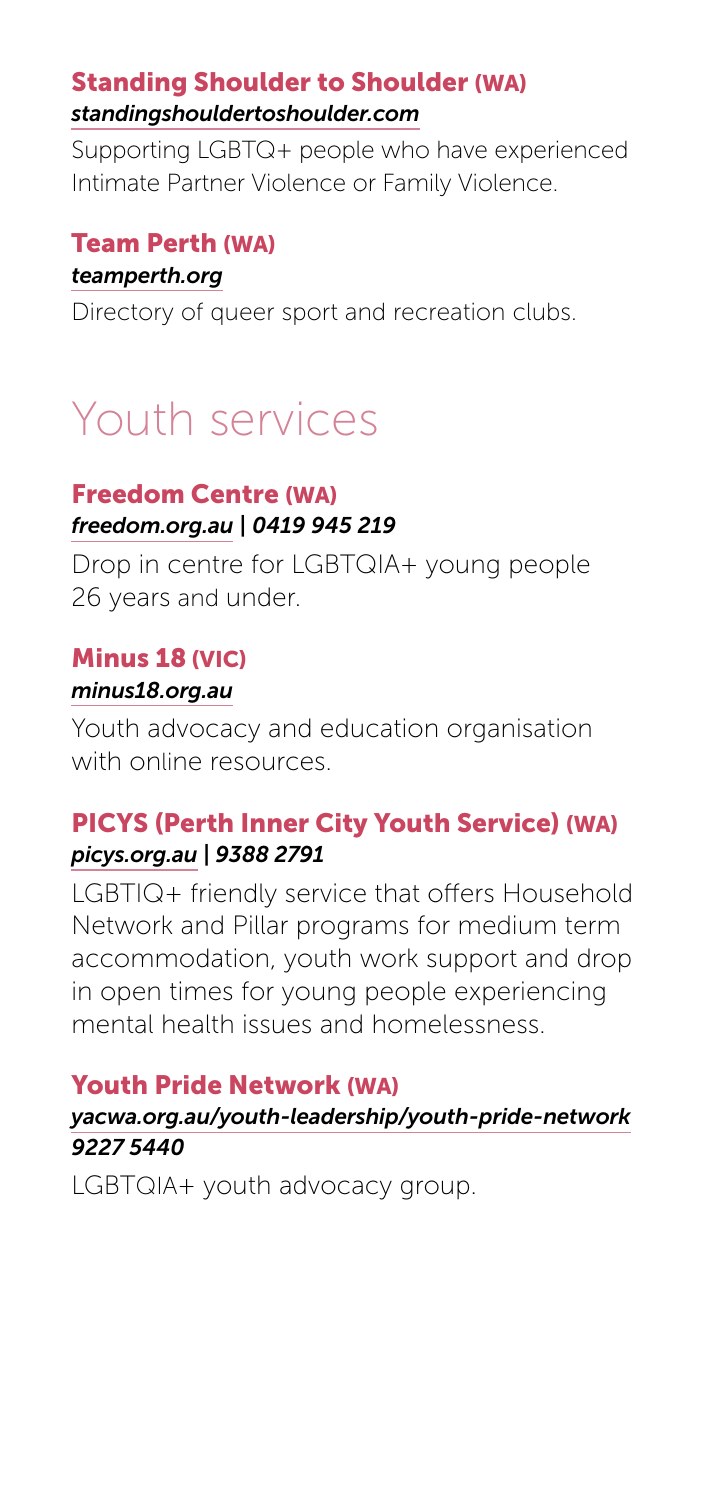### Standing Shoulder to Shoulder (WA)

*standingshouldertoshoulder.com*

Supporting LGBTQ+ people who have experienced Intimate Partner Violence or Family Violence.

### Team Perth (WA)

*teamperth.org*

Directory of queer sport and recreation clubs.

## Youth services

### Freedom Centre (WA)

*freedom.org.au | 0419 945 219*

Drop in centre for LGBTQIA+ young people 26 years and under.

### Minus 18 (VIC)

*minus18.org.au*

Youth advocacy and education organisation with online resources.

### PICYS (Perth Inner City Youth Service) (WA)

*picys.org.au | 9388 2791*

LGBTIQ+ friendly service that offers Household Network and Pillar programs for medium term accommodation, youth work support and drop in open times for young people experiencing mental health issues and homelessness.

### Youth Pride Network (WA)

*yacwa.org.au/youth-leadership/youth-pride-network*
*9227 5440*

LGBTQIA+ youth advocacy group.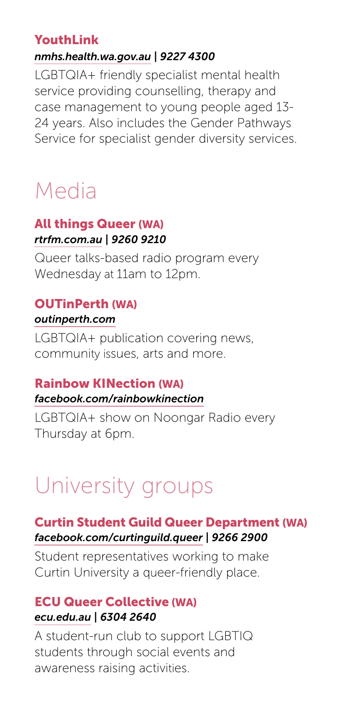### YouthLink

*nmhs.health.wa.gov.au | 9227 4300*

LGBTQIA+ friendly specialist mental health service providing counselling, therapy and case management to young people aged 13-24 years. Also includes the Gender Pathways Service for specialist gender diversity services.

## Media

### All things Queer (WA)

*rtrfm.com.au | 9260 9210*

Queer talks-based radio program every Wednesday at 11am to 12pm.

### OUTinPerth (WA)

*outinperth.com*

LGBTQIA+ publication covering news, community issues, arts and more.

### Rainbow KINection (WA)

*facebook.com/rainbowkinection*

LGBTQIA+ show on Noongar Radio every Thursday at 6pm.

## University groups

### Curtin Student Guild Queer Department (WA)

*facebook.com/curtinguild.queer | 9266 2900*

Student representatives working to make Curtin University a queer-friendly place.

### ECU Queer Collective (WA)

*ecu.edu.au | 6304 2640*

A student-run club to support LGBTIQ students through social events and awareness raising activities.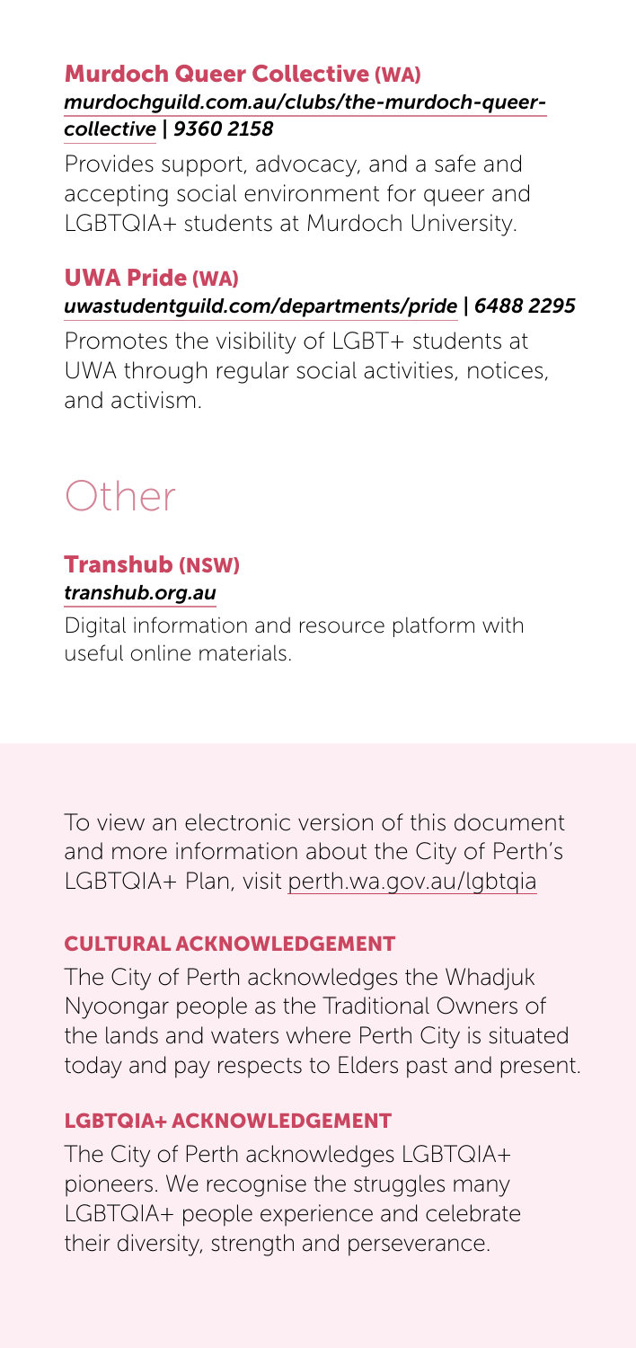### Murdoch Queer Collective (WA)

*murdochguild.com.au/clubs/the-murdoch-queer-collective | 9360 2158*

Provides support, advocacy, and a safe and accepting social environment for queer and LGBTQIA+ students at Murdoch University.

### UWA Pride (WA)

*uwastudentguild.com/departments/pride | 6488 2295*

Promotes the visibility of LGBT+ students at UWA through regular social activities, notices, and activism.

## Other

### Transhub (NSW)

*transhub.org.au*

Digital information and resource platform with useful online materials.

To view an electronic version of this document and more information about the City of Perth's LGBTQIA+ Plan, visit perth.wa.gov.au/lgbtqia

#### CULTURAL ACKNOWLEDGEMENT

The City of Perth acknowledges the Whadjuk Nyoongar people as the Traditional Owners of the lands and waters where Perth City is situated today and pay respects to Elders past and present.

#### LGBTQIA+ ACKNOWLEDGEMENT

The City of Perth acknowledges LGBTQIA+ pioneers. We recognise the struggles many LGBTQIA+ people experience and celebrate their diversity, strength and perseverance.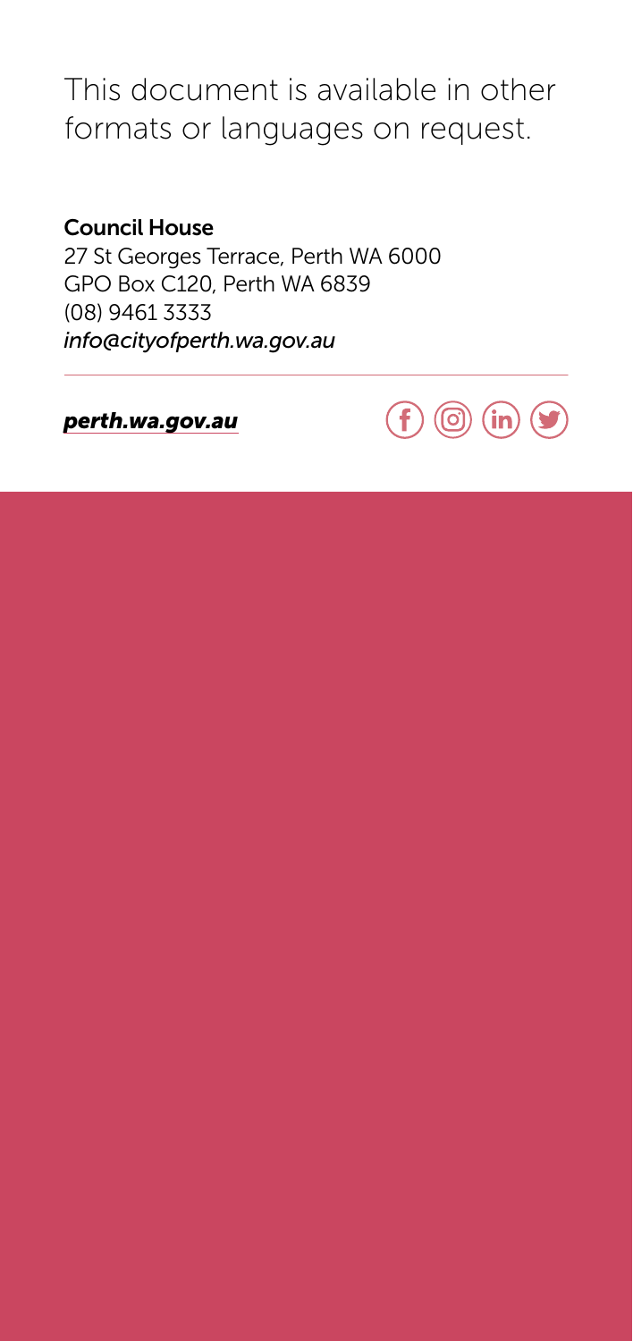This document is available in other formats or languages on request.

**Council House**
27 St Georges Terrace, Perth WA 6000
GPO Box C120, Perth WA 6839
(08) 9461 3333
*info@cityofperth.wa.gov.au*

***perth.wa.gov.au***